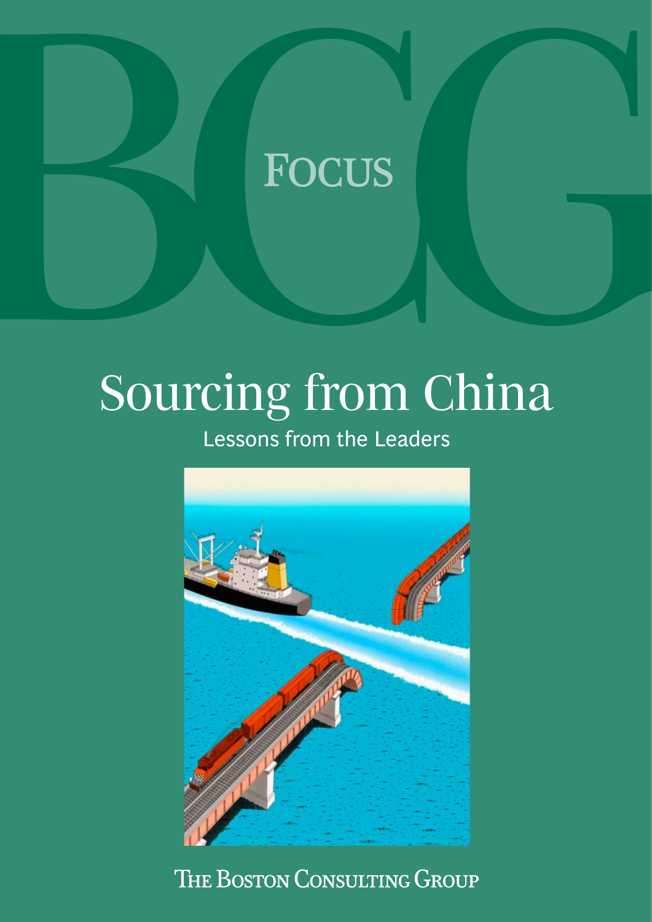# BCG FOCUS

# Sourcing from China

## Lessons from the Leaders

THE BOSTON CONSULTING GROUP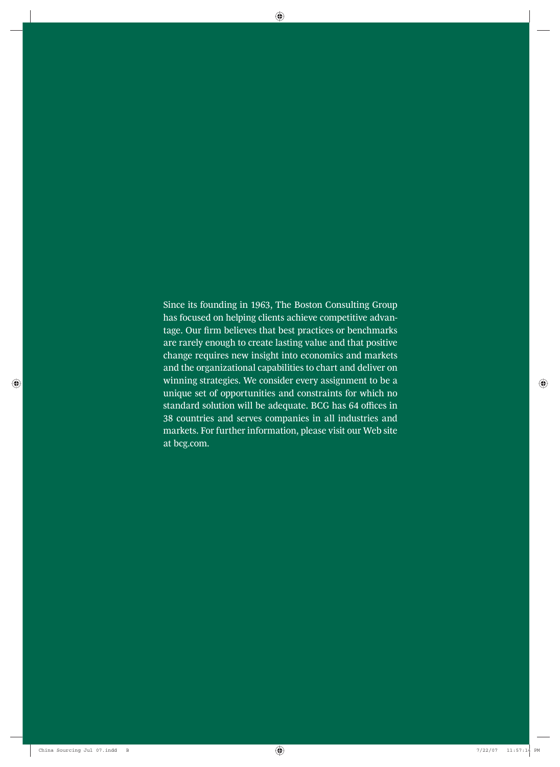Since its founding in 1963, The Boston Consulting Group has focused on helping clients achieve competitive advantage. Our firm believes that best practices or benchmarks are rarely enough to create lasting value and that positive change requires new insight into economics and markets and the organizational capabilities to chart and deliver on winning strategies. We consider every assignment to be a unique set of opportunities and constraints for which no standard solution will be adequate. BCG has 64 offices in 38 countries and serves companies in all industries and markets. For further information, please visit our Web site at bcg.com.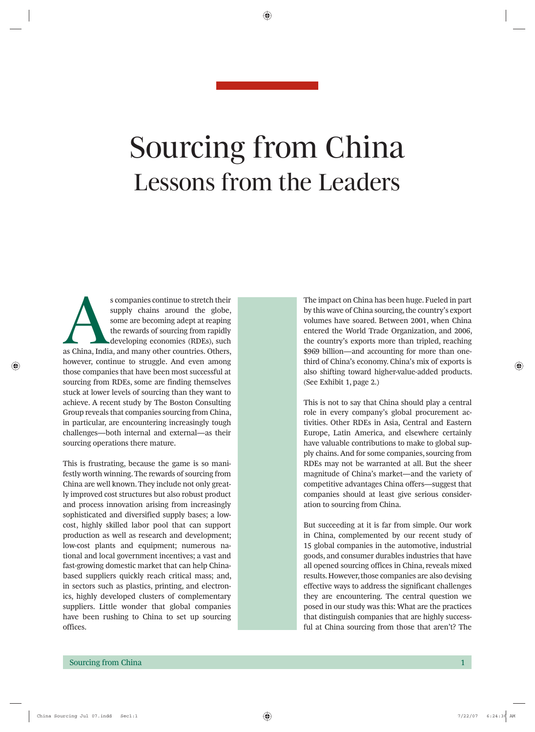# Sourcing from China

## Lessons from the Leaders

As companies continue to stretch their supply chains around the globe, some are becoming adept at reaping the rewards of sourcing from rapidly developing economies (RDEs), such as China, India, and many other countries. Others, however, continue to struggle. And even among those companies that have been most successful at sourcing from RDEs, some are finding themselves stuck at lower levels of sourcing than they want to achieve. A recent study by The Boston Consulting Group reveals that companies sourcing from China, in particular, are encountering increasingly tough challenges—both internal and external—as their sourcing operations there mature.

This is frustrating, because the game is so manifestly worth winning. The rewards of sourcing from China are well known. They include not only greatly improved cost structures but also robust product and process innovation arising from increasingly sophisticated and diversified supply bases; a low-cost, highly skilled labor pool that can support production as well as research and development; low-cost plants and equipment; numerous national and local government incentives; a vast and fast-growing domestic market that can help China-based suppliers quickly reach critical mass; and, in sectors such as plastics, printing, and electronics, highly developed clusters of complementary suppliers. Little wonder that global companies have been rushing to China to set up sourcing offices.

The impact on China has been huge. Fueled in part by this wave of China sourcing, the country's export volumes have soared. Between 2001, when China entered the World Trade Organization, and 2006, the country's exports more than tripled, reaching $969 billion—and accounting for more than one-third of China's economy. China's mix of exports is also shifting toward higher-value-added products. (See Exhibit 1, page 2.)

This is not to say that China should play a central role in every company's global procurement activities. Other RDEs in Asia, Central and Eastern Europe, Latin America, and elsewhere certainly have valuable contributions to make to global supply chains. And for some companies, sourcing from RDEs may not be warranted at all. But the sheer magnitude of China's market—and the variety of competitive advantages China offers—suggest that companies should at least give serious consideration to sourcing from China.

But succeeding at it is far from simple. Our work in China, complemented by our recent study of 15 global companies in the automotive, industrial goods, and consumer durables industries that have all opened sourcing offices in China, reveals mixed results. However, those companies are also devising effective ways to address the significant challenges they are encountering. The central question we posed in our study was this: What are the practices that distinguish companies that are highly successful at China sourcing from those that aren't? The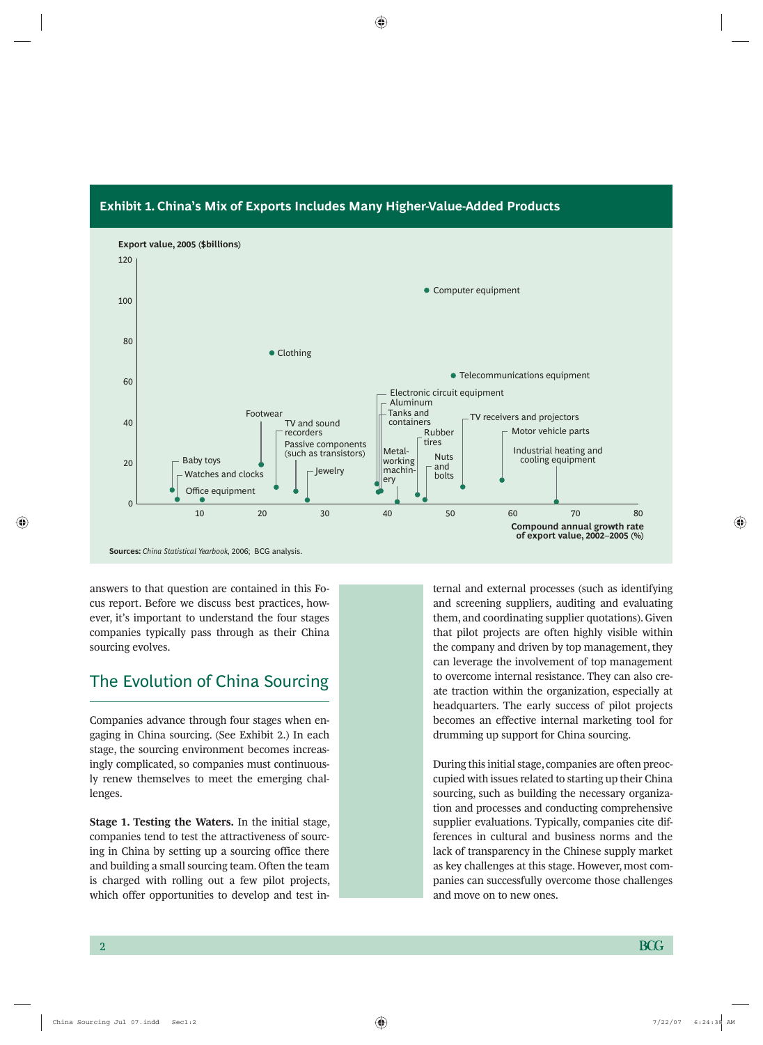**Exhibit 1. China's Mix of Exports Includes Many Higher-Value-Added Products**

Export value, 2005 ($billions)

Compound annual growth rate of export value, 2002–2005 (%)

Computer equipment; Clothing; Telecommunications equipment; Electronic circuit equipment; Aluminum; Tanks and containers; Footwear; TV and sound recorders; Passive components (such as transistors); Rubber tires; TV receivers and projectors; Motor vehicle parts; Industrial heating and cooling equipment; Baby toys; Watches and clocks; Office equipment; Jewelry; Metal-working machinery; Nuts and bolts

**Sources:** *China Statistical Yearbook*, 2006; BCG analysis.

answers to that question are contained in this Focus report. Before we discuss best practices, however, it's important to understand the four stages companies typically pass through as their China sourcing evolves.

## The Evolution of China Sourcing

Companies advance through four stages when engaging in China sourcing. (See Exhibit 2.) In each stage, the sourcing environment becomes increasingly complicated, so companies must continuously renew themselves to meet the emerging challenges.

**Stage 1. Testing the Waters.** In the initial stage, companies tend to test the attractiveness of sourcing in China by setting up a sourcing office there and building a small sourcing team. Often the team is charged with rolling out a few pilot projects, which offer opportunities to develop and test internal and external processes (such as identifying and screening suppliers, auditing and evaluating them, and coordinating supplier quotations). Given that pilot projects are often highly visible within the company and driven by top management, they can leverage the involvement of top management to overcome internal resistance. They can also create traction within the organization, especially at headquarters. The early success of pilot projects becomes an effective internal marketing tool for drumming up support for China sourcing.

During this initial stage, companies are often preoccupied with issues related to starting up their China sourcing, such as building the necessary organization and processes and conducting comprehensive supplier evaluations. Typically, companies cite differences in cultural and business norms and the lack of transparency in the Chinese supply market as key challenges at this stage. However, most companies can successfully overcome those challenges and move on to new ones.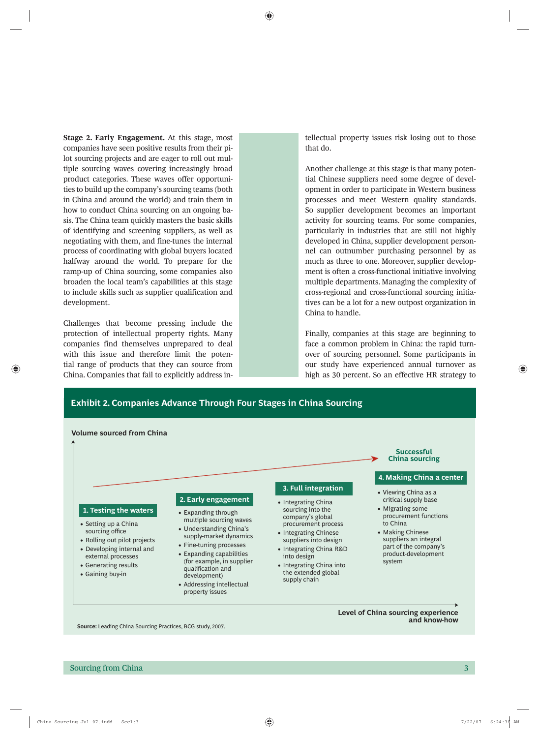**Stage 2. Early Engagement.** At this stage, most companies have seen positive results from their pilot sourcing projects and are eager to roll out multiple sourcing waves covering increasingly broad product categories. These waves offer opportunities to build up the company's sourcing teams (both in China and around the world) and train them in how to conduct China sourcing on an ongoing basis. The China team quickly masters the basic skills of identifying and screening suppliers, as well as negotiating with them, and fine-tunes the internal process of coordinating with global buyers located halfway around the world. To prepare for the ramp-up of China sourcing, some companies also broaden the local team's capabilities at this stage to include skills such as supplier qualification and development.

Challenges that become pressing include the protection of intellectual property rights. Many companies find themselves unprepared to deal with this issue and therefore limit the potential range of products that they can source from China. Companies that fail to explicitly address intellectual property issues risk losing out to those that do.

Another challenge at this stage is that many potential Chinese suppliers need some degree of development in order to participate in Western business processes and meet Western quality standards. So supplier development becomes an important activity for sourcing teams. For some companies, particularly in industries that are still not highly developed in China, supplier development personnel can outnumber purchasing personnel by as much as three to one. Moreover, supplier development is often a cross-functional initiative involving multiple departments. Managing the complexity of cross-regional and cross-functional sourcing initiatives can be a lot for a new outpost organization in China to handle.

Finally, companies at this stage are beginning to face a common problem in China: the rapid turnover of sourcing personnel. Some participants in our study have experienced annual turnover as high as 30 percent. So an effective HR strategy to

**Exhibit 2. Companies Advance Through Four Stages in China Sourcing**

Volume sourced from China (vertical axis) / Level of China sourcing experience and know-how (horizontal axis) → Successful China sourcing

**1. Testing the waters**
- Setting up a China sourcing office
- Rolling out pilot projects
- Developing internal and external processes
- Generating results
- Gaining buy-in

**2. Early engagement**
- Expanding through multiple sourcing waves
- Understanding China's supply-market dynamics
- Fine-tuning processes
- Expanding capabilities (for example, in supplier qualification and development)
- Addressing intellectual property issues

**3. Full integration**
- Integrating China sourcing into the company's global procurement process
- Integrating Chinese suppliers into design
- Integrating China R&D into design
- Integrating China into the extended global supply chain

**4. Making China a center**
- Viewing China as a critical supply base
- Migrating some procurement functions to China
- Making Chinese suppliers an integral part of the company's product-development system

**Source:** Leading China Sourcing Practices, BCG study, 2007.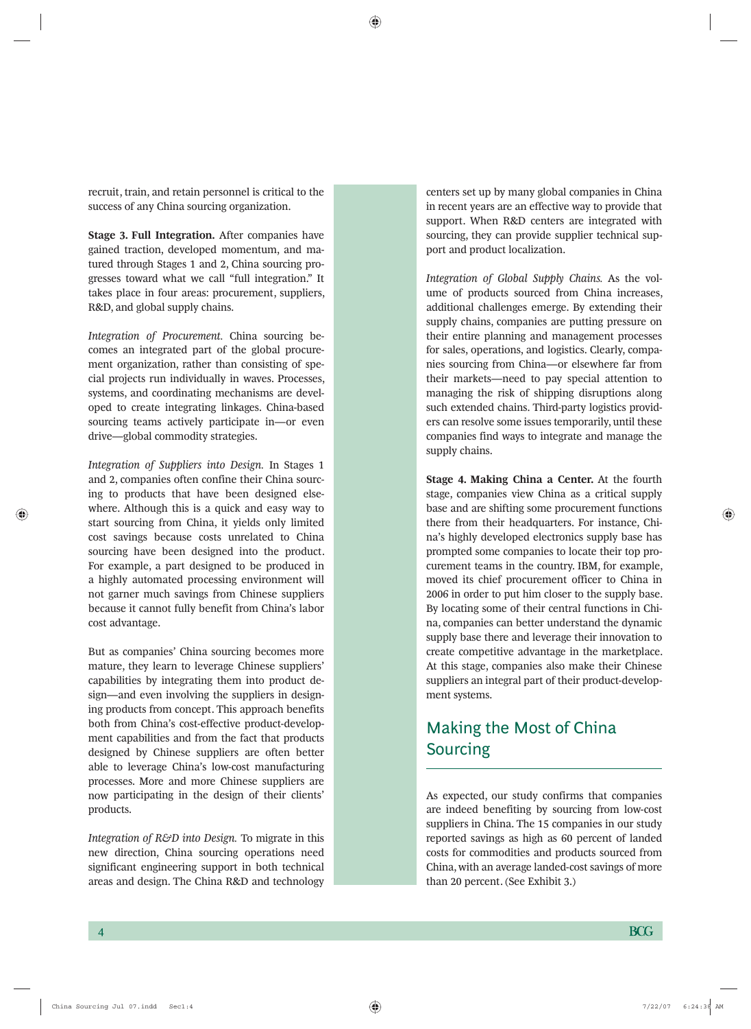recruit, train, and retain personnel is critical to the success of any China sourcing organization.

**Stage 3. Full Integration.** After companies have gained traction, developed momentum, and matured through Stages 1 and 2, China sourcing progresses toward what we call "full integration." It takes place in four areas: procurement, suppliers, R&D, and global supply chains.

*Integration of Procurement.* China sourcing becomes an integrated part of the global procurement organization, rather than consisting of special projects run individually in waves. Processes, systems, and coordinating mechanisms are developed to create integrating linkages. China-based sourcing teams actively participate in—or even drive—global commodity strategies.

*Integration of Suppliers into Design.* In Stages 1 and 2, companies often confine their China sourcing to products that have been designed elsewhere. Although this is a quick and easy way to start sourcing from China, it yields only limited cost savings because costs unrelated to China sourcing have been designed into the product. For example, a part designed to be produced in a highly automated processing environment will not garner much savings from Chinese suppliers because it cannot fully benefit from China's labor cost advantage.

But as companies' China sourcing becomes more mature, they learn to leverage Chinese suppliers' capabilities by integrating them into product design—and even involving the suppliers in designing products from concept. This approach benefits both from China's cost-effective product-development capabilities and from the fact that products designed by Chinese suppliers are often better able to leverage China's low-cost manufacturing processes. More and more Chinese suppliers are now participating in the design of their clients' products.

*Integration of R&D into Design.* To migrate in this new direction, China sourcing operations need significant engineering support in both technical areas and design. The China R&D and technology centers set up by many global companies in China in recent years are an effective way to provide that support. When R&D centers are integrated with sourcing, they can provide supplier technical support and product localization.

*Integration of Global Supply Chains.* As the volume of products sourced from China increases, additional challenges emerge. By extending their supply chains, companies are putting pressure on their entire planning and management processes for sales, operations, and logistics. Clearly, companies sourcing from China—or elsewhere far from their markets—need to pay special attention to managing the risk of shipping disruptions along such extended chains. Third-party logistics providers can resolve some issues temporarily, until these companies find ways to integrate and manage the supply chains.

**Stage 4. Making China a Center.** At the fourth stage, companies view China as a critical supply base and are shifting some procurement functions there from their headquarters. For instance, China's highly developed electronics supply base has prompted some companies to locate their top procurement teams in the country. IBM, for example, moved its chief procurement officer to China in 2006 in order to put him closer to the supply base. By locating some of their central functions in China, companies can better understand the dynamic supply base there and leverage their innovation to create competitive advantage in the marketplace. At this stage, companies also make their Chinese suppliers an integral part of their product-development systems.

## Making the Most of China Sourcing

As expected, our study confirms that companies are indeed benefiting by sourcing from low-cost suppliers in China. The 15 companies in our study reported savings as high as 60 percent of landed costs for commodities and products sourced from China, with an average landed-cost savings of more than 20 percent. (See Exhibit 3.)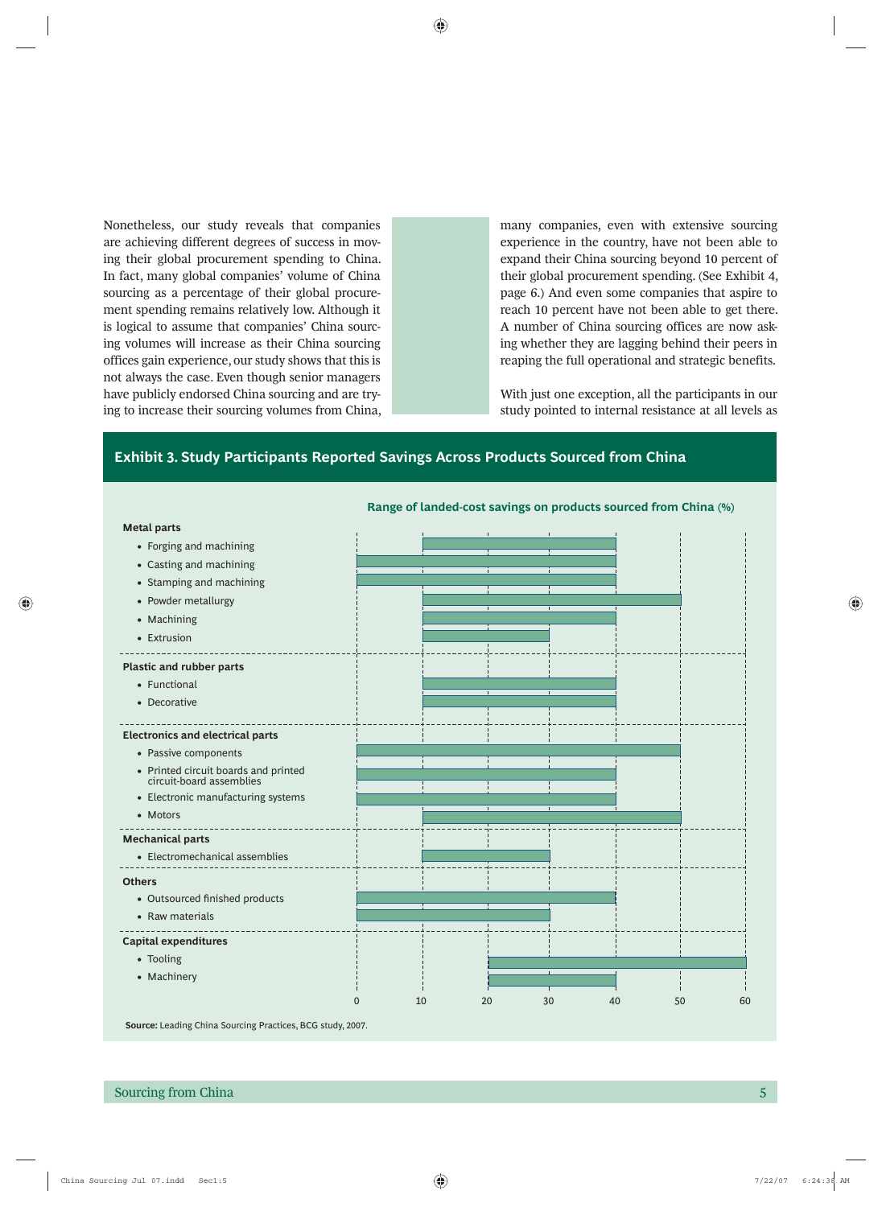Nonetheless, our study reveals that companies are achieving different degrees of success in moving their global procurement spending to China. In fact, many global companies' volume of China sourcing as a percentage of their global procurement spending remains relatively low. Although it is logical to assume that companies' China sourcing volumes will increase as their China sourcing offices gain experience, our study shows that this is not always the case. Even though senior managers have publicly endorsed China sourcing and are trying to increase their sourcing volumes from China, many companies, even with extensive sourcing experience in the country, have not been able to expand their China sourcing beyond 10 percent of their global procurement spending. (See Exhibit 4, page 6.) And even some companies that aspire to reach 10 percent have not been able to get there. A number of China sourcing offices are now asking whether they are lagging behind their peers in reaping the full operational and strategic benefits.

With just one exception, all the participants in our study pointed to internal resistance at all levels as

### Exhibit 3. Study Participants Reported Savings Across Products Sourced from China

Range of landed-cost savings on products sourced from China (%)

| Category | Range of savings (%) |
|---|---|
| **Metal parts** | |
| • Forging and machining | 10–40 |
| • Casting and machining | 0–40 |
| • Stamping and machining | 0–40 |
| • Powder metallurgy | 10–50 |
| • Machining | 10–40 |
| • Extrusion | 10–30 |
| **Plastic and rubber parts** | |
| • Functional | 10–40 |
| • Decorative | 10–40 |
| **Electronics and electrical parts** | |
| • Passive components | 0–50 |
| • Printed circuit boards and printed circuit-board assemblies | 0–40 |
| • Electronic manufacturing systems | 0–40 |
| • Motors | 10–50 |
| **Mechanical parts** | |
| • Electromechanical assemblies | 10–30 |
| **Others** | |
| • Outsourced finished products | 0–40 |
| • Raw materials | 0–30 |
| **Capital expenditures** | |
| • Tooling | 20–60 |
| • Machinery | 20–40 |

**Source:** Leading China Sourcing Practices, BCG study, 2007.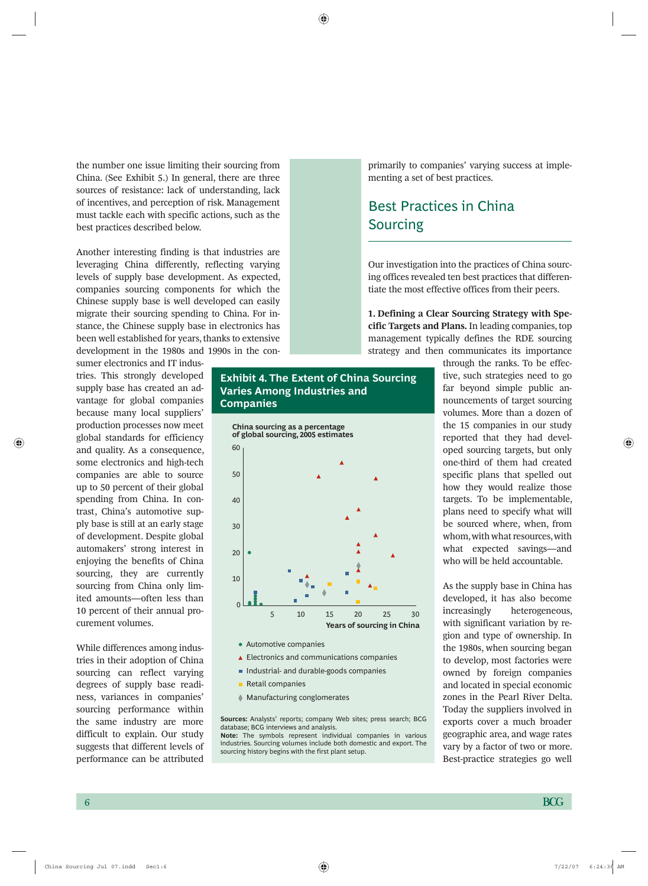the number one issue limiting their sourcing from China. (See Exhibit 5.) In general, there are three sources of resistance: lack of understanding, lack of incentives, and perception of risk. Management must tackle each with specific actions, such as the best practices described below.

Another interesting finding is that industries are leveraging China differently, reflecting varying levels of supply base development. As expected, companies sourcing components for which the Chinese supply base is well developed can easily migrate their sourcing spending to China. For instance, the Chinese supply base in electronics has been well established for years, thanks to extensive development in the 1980s and 1990s in the consumer electronics and IT industries. This strongly developed supply base has created an advantage for global companies because many local suppliers' production processes now meet global standards for efficiency and quality. As a consequence, some electronics and high-tech companies are able to source up to 50 percent of their global spending from China. In contrast, China's automotive supply base is still at an early stage of development. Despite global automakers' strong interest in enjoying the benefits of China sourcing, they are currently sourcing from China only limited amounts—often less than 10 percent of their annual procurement volumes.

While differences among industries in their adoption of China sourcing can reflect varying degrees of supply base readiness, variances in companies' sourcing performance within the same industry are more difficult to explain. Our study suggests that different levels of performance can be attributed primarily to companies' varying success at implementing a set of best practices.

**Exhibit 4. The Extent of China Sourcing Varies Among Industries and Companies**

China sourcing as a percentage of global sourcing, 2005 estimates

Years of sourcing in China

- Automotive companies
- Electronics and communications companies
- Industrial- and durable-goods companies
- Retail companies
- Manufacturing conglomerates

**Sources:** Analysts' reports; company Web sites; press search; BCG database; BCG interviews and analysis.
**Note:** The symbols represent individual companies in various industries. Sourcing volumes include both domestic and export. The sourcing history begins with the first plant setup.

## Best Practices in China Sourcing

Our investigation into the practices of China sourcing offices revealed ten best practices that differentiate the most effective offices from their peers.

**1. Defining a Clear Sourcing Strategy with Specific Targets and Plans.** In leading companies, top management typically defines the RDE sourcing strategy and then communicates its importance through the ranks. To be effective, such strategies need to go far beyond simple public announcements of target sourcing volumes. More than a dozen of the 15 companies in our study reported that they had developed sourcing targets, but only one-third of them had created specific plans that spelled out how they would realize those targets. To be implementable, plans need to specify what will be sourced where, when, from whom, with what resources, with what expected savings—and who will be held accountable.

As the supply base in China has developed, it has also become increasingly heterogeneous, with significant variation by region and type of ownership. In the 1980s, when sourcing began to develop, most factories were owned by foreign companies and located in special economic zones in the Pearl River Delta. Today the suppliers involved in exports cover a much broader geographic area, and wage rates vary by a factor of two or more. Best-practice strategies go well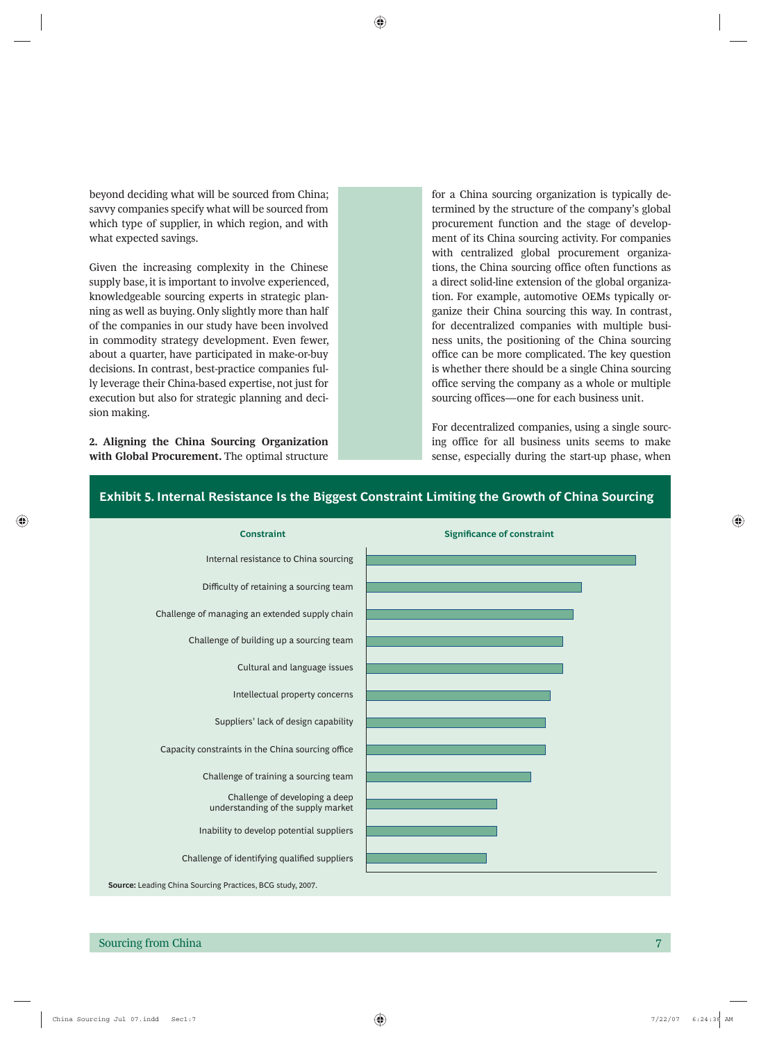beyond deciding what will be sourced from China; savvy companies specify what will be sourced from which type of supplier, in which region, and with what expected savings.

Given the increasing complexity in the Chinese supply base, it is important to involve experienced, knowledgeable sourcing experts in strategic planning as well as buying. Only slightly more than half of the companies in our study have been involved in commodity strategy development. Even fewer, about a quarter, have participated in make-or-buy decisions. In contrast, best-practice companies fully leverage their China-based expertise, not just for execution but also for strategic planning and decision making.

**2. Aligning the China Sourcing Organization with Global Procurement.** The optimal structure for a China sourcing organization is typically determined by the structure of the company's global procurement function and the stage of development of its China sourcing activity. For companies with centralized global procurement organizations, the China sourcing office often functions as a direct solid-line extension of the global organization. For example, automotive OEMs typically organize their China sourcing this way. In contrast, for decentralized companies with multiple business units, the positioning of the China sourcing office can be more complicated. The key question is whether there should be a single China sourcing office serving the company as a whole or multiple sourcing offices—one for each business unit.

For decentralized companies, using a single sourcing office for all business units seems to make sense, especially during the start-up phase, when

**Exhibit 5. Internal Resistance Is the Biggest Constraint Limiting the Growth of China Sourcing**

| Constraint | Significance of constraint |
|---|---|
| Internal resistance to China sourcing | |
| Difficulty of retaining a sourcing team | |
| Challenge of managing an extended supply chain | |
| Challenge of building up a sourcing team | |
| Cultural and language issues | |
| Intellectual property concerns | |
| Suppliers' lack of design capability | |
| Capacity constraints in the China sourcing office | |
| Challenge of training a sourcing team | |
| Challenge of developing a deep understanding of the supply market | |
| Inability to develop potential suppliers | |
| Challenge of identifying qualified suppliers | |

**Source:** Leading China Sourcing Practices, BCG study, 2007.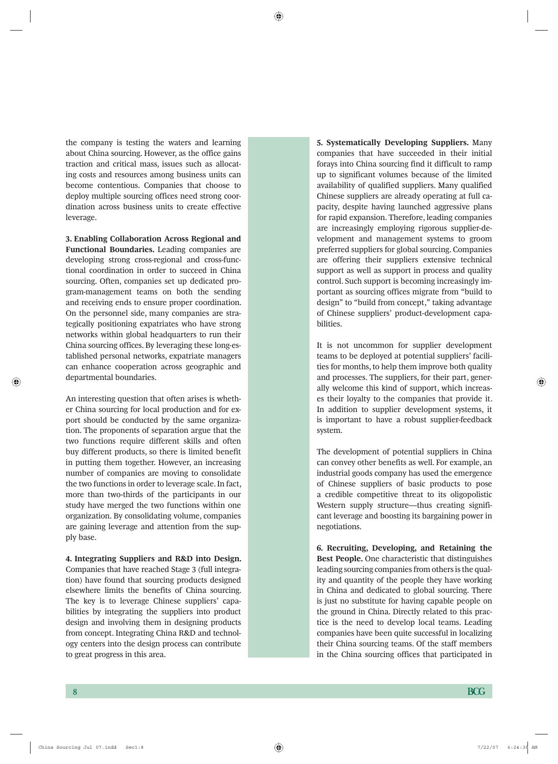the company is testing the waters and learning about China sourcing. However, as the office gains traction and critical mass, issues such as allocating costs and resources among business units can become contentious. Companies that choose to deploy multiple sourcing offices need strong coordination across business units to create effective leverage.

**3. Enabling Collaboration Across Regional and Functional Boundaries.** Leading companies are developing strong cross-regional and cross-functional coordination in order to succeed in China sourcing. Often, companies set up dedicated program-management teams on both the sending and receiving ends to ensure proper coordination. On the personnel side, many companies are strategically positioning expatriates who have strong networks within global headquarters to run their China sourcing offices. By leveraging these long-established personal networks, expatriate managers can enhance cooperation across geographic and departmental boundaries.

An interesting question that often arises is whether China sourcing for local production and for export should be conducted by the same organization. The proponents of separation argue that the two functions require different skills and often buy different products, so there is limited benefit in putting them together. However, an increasing number of companies are moving to consolidate the two functions in order to leverage scale. In fact, more than two-thirds of the participants in our study have merged the two functions within one organization. By consolidating volume, companies are gaining leverage and attention from the supply base.

**4. Integrating Suppliers and R&D into Design.** Companies that have reached Stage 3 (full integration) have found that sourcing products designed elsewhere limits the benefits of China sourcing. The key is to leverage Chinese suppliers' capabilities by integrating the suppliers into product design and involving them in designing products from concept. Integrating China R&D and technology centers into the design process can contribute to great progress in this area.

**5. Systematically Developing Suppliers.** Many companies that have succeeded in their initial forays into China sourcing find it difficult to ramp up to significant volumes because of the limited availability of qualified suppliers. Many qualified Chinese suppliers are already operating at full capacity, despite having launched aggressive plans for rapid expansion. Therefore, leading companies are increasingly employing rigorous supplier-development and management systems to groom preferred suppliers for global sourcing. Companies are offering their suppliers extensive technical support as well as support in process and quality control. Such support is becoming increasingly important as sourcing offices migrate from "build to design" to "build from concept," taking advantage of Chinese suppliers' product-development capabilities.

It is not uncommon for supplier development teams to be deployed at potential suppliers' facilities for months, to help them improve both quality and processes. The suppliers, for their part, generally welcome this kind of support, which increases their loyalty to the companies that provide it. In addition to supplier development systems, it is important to have a robust supplier-feedback system.

The development of potential suppliers in China can convey other benefits as well. For example, an industrial goods company has used the emergence of Chinese suppliers of basic products to pose a credible competitive threat to its oligopolistic Western supply structure—thus creating significant leverage and boosting its bargaining power in negotiations.

**6. Recruiting, Developing, and Retaining the Best People.** One characteristic that distinguishes leading sourcing companies from others is the quality and quantity of the people they have working in China and dedicated to global sourcing. There is just no substitute for having capable people on the ground in China. Directly related to this practice is the need to develop local teams. Leading companies have been quite successful in localizing their China sourcing teams. Of the staff members in the China sourcing offices that participated in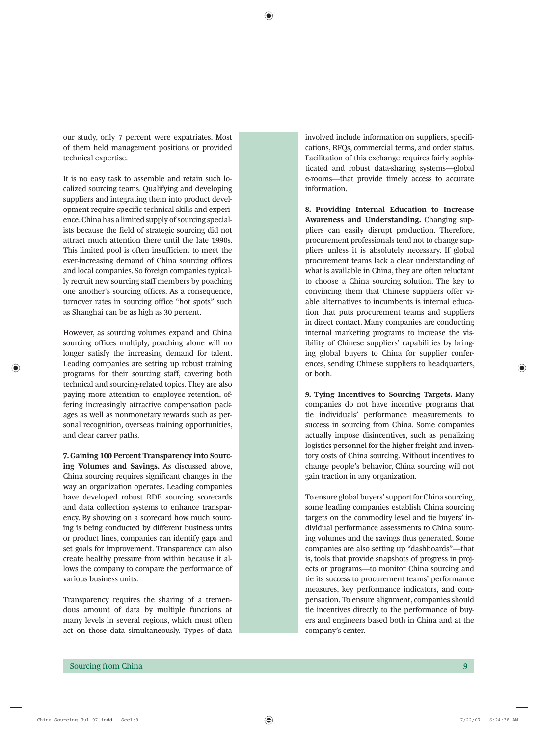our study, only 7 percent were expatriates. Most of them held management positions or provided technical expertise.

It is no easy task to assemble and retain such localized sourcing teams. Qualifying and developing suppliers and integrating them into product development require specific technical skills and experience. China has a limited supply of sourcing specialists because the field of strategic sourcing did not attract much attention there until the late 1990s. This limited pool is often insufficient to meet the ever-increasing demand of China sourcing offices and local companies. So foreign companies typically recruit new sourcing staff members by poaching one another's sourcing offices. As a consequence, turnover rates in sourcing office "hot spots" such as Shanghai can be as high as 30 percent.

However, as sourcing volumes expand and China sourcing offices multiply, poaching alone will no longer satisfy the increasing demand for talent. Leading companies are setting up robust training programs for their sourcing staff, covering both technical and sourcing-related topics. They are also paying more attention to employee retention, offering increasingly attractive compensation packages as well as nonmonetary rewards such as personal recognition, overseas training opportunities, and clear career paths.

**7. Gaining 100 Percent Transparency into Sourcing Volumes and Savings.** As discussed above, China sourcing requires significant changes in the way an organization operates. Leading companies have developed robust RDE sourcing scorecards and data collection systems to enhance transparency. By showing on a scorecard how much sourcing is being conducted by different business units or product lines, companies can identify gaps and set goals for improvement. Transparency can also create healthy pressure from within because it allows the company to compare the performance of various business units.

Transparency requires the sharing of a tremendous amount of data by multiple functions at many levels in several regions, which must often act on those data simultaneously. Types of data involved include information on suppliers, specifications, RFQs, commercial terms, and order status. Facilitation of this exchange requires fairly sophisticated and robust data-sharing systems—global e-rooms—that provide timely access to accurate information.

**8. Providing Internal Education to Increase Awareness and Understanding.** Changing suppliers can easily disrupt production. Therefore, procurement professionals tend not to change suppliers unless it is absolutely necessary. If global procurement teams lack a clear understanding of what is available in China, they are often reluctant to choose a China sourcing solution. The key to convincing them that Chinese suppliers offer viable alternatives to incumbents is internal education that puts procurement teams and suppliers in direct contact. Many companies are conducting internal marketing programs to increase the visibility of Chinese suppliers' capabilities by bringing global buyers to China for supplier conferences, sending Chinese suppliers to headquarters, or both.

**9. Tying Incentives to Sourcing Targets.** Many companies do not have incentive programs that tie individuals' performance measurements to success in sourcing from China. Some companies actually impose disincentives, such as penalizing logistics personnel for the higher freight and inventory costs of China sourcing. Without incentives to change people's behavior, China sourcing will not gain traction in any organization.

To ensure global buyers' support for China sourcing, some leading companies establish China sourcing targets on the commodity level and tie buyers' individual performance assessments to China sourcing volumes and the savings thus generated. Some companies are also setting up "dashboards"—that is, tools that provide snapshots of progress in projects or programs—to monitor China sourcing and tie its success to procurement teams' performance measures, key performance indicators, and compensation. To ensure alignment, companies should tie incentives directly to the performance of buyers and engineers based both in China and at the company's center.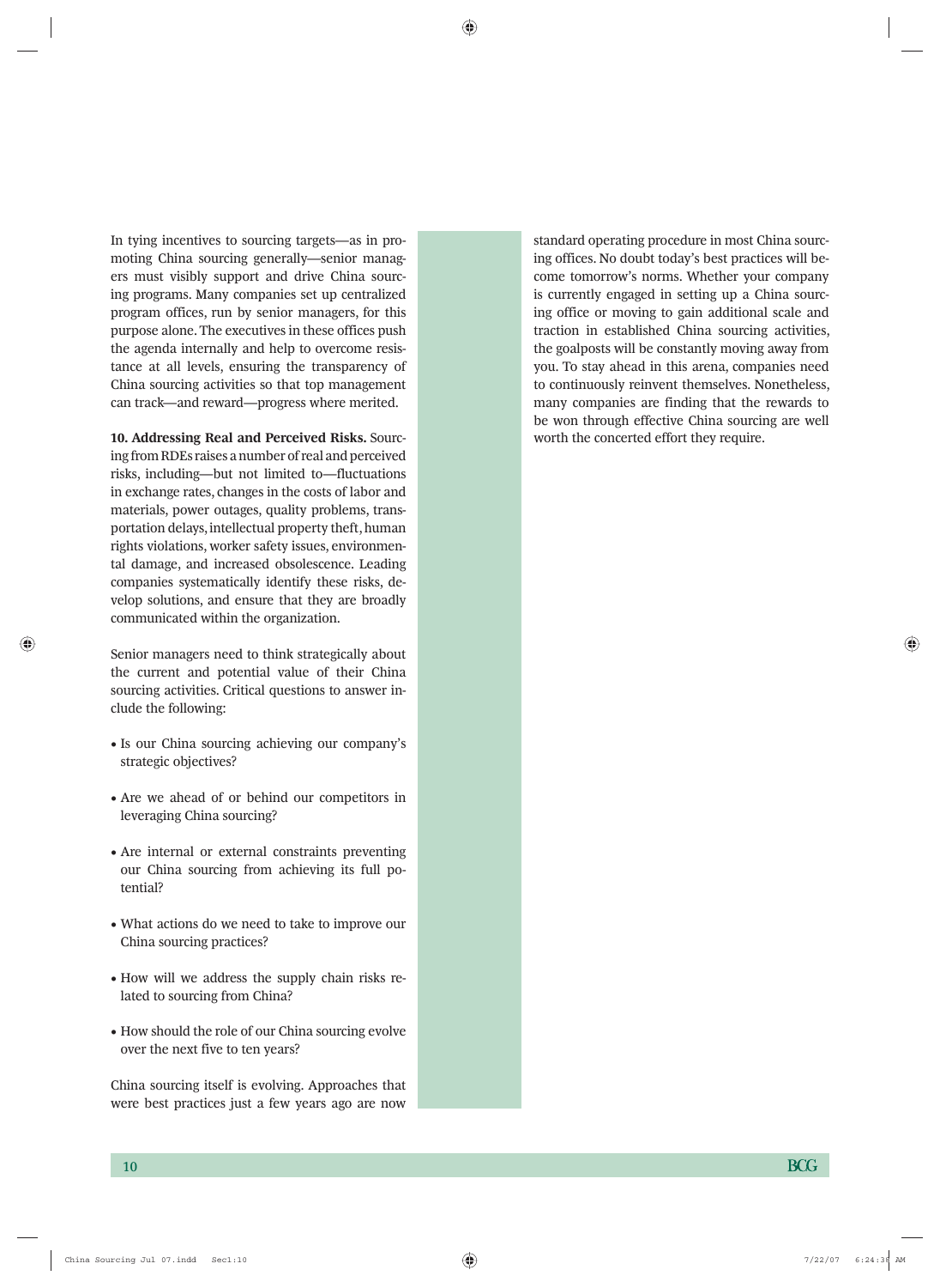In tying incentives to sourcing targets—as in promoting China sourcing generally—senior managers must visibly support and drive China sourcing programs. Many companies set up centralized program offices, run by senior managers, for this purpose alone. The executives in these offices push the agenda internally and help to overcome resistance at all levels, ensuring the transparency of China sourcing activities so that top management can track—and reward—progress where merited.

**10. Addressing Real and Perceived Risks.** Sourcing from RDEs raises a number of real and perceived risks, including—but not limited to—fluctuations in exchange rates, changes in the costs of labor and materials, power outages, quality problems, transportation delays, intellectual property theft, human rights violations, worker safety issues, environmental damage, and increased obsolescence. Leading companies systematically identify these risks, develop solutions, and ensure that they are broadly communicated within the organization.

Senior managers need to think strategically about the current and potential value of their China sourcing activities. Critical questions to answer include the following:

- Is our China sourcing achieving our company's strategic objectives?
- Are we ahead of or behind our competitors in leveraging China sourcing?
- Are internal or external constraints preventing our China sourcing from achieving its full potential?
- What actions do we need to take to improve our China sourcing practices?
- How will we address the supply chain risks related to sourcing from China?
- How should the role of our China sourcing evolve over the next five to ten years?

China sourcing itself is evolving. Approaches that were best practices just a few years ago are now standard operating procedure in most China sourcing offices. No doubt today's best practices will become tomorrow's norms. Whether your company is currently engaged in setting up a China sourcing office or moving to gain additional scale and traction in established China sourcing activities, the goalposts will be constantly moving away from you. To stay ahead in this arena, companies need to continuously reinvent themselves. Nonetheless, many companies are finding that the rewards to be won through effective China sourcing are well worth the concerted effort they require.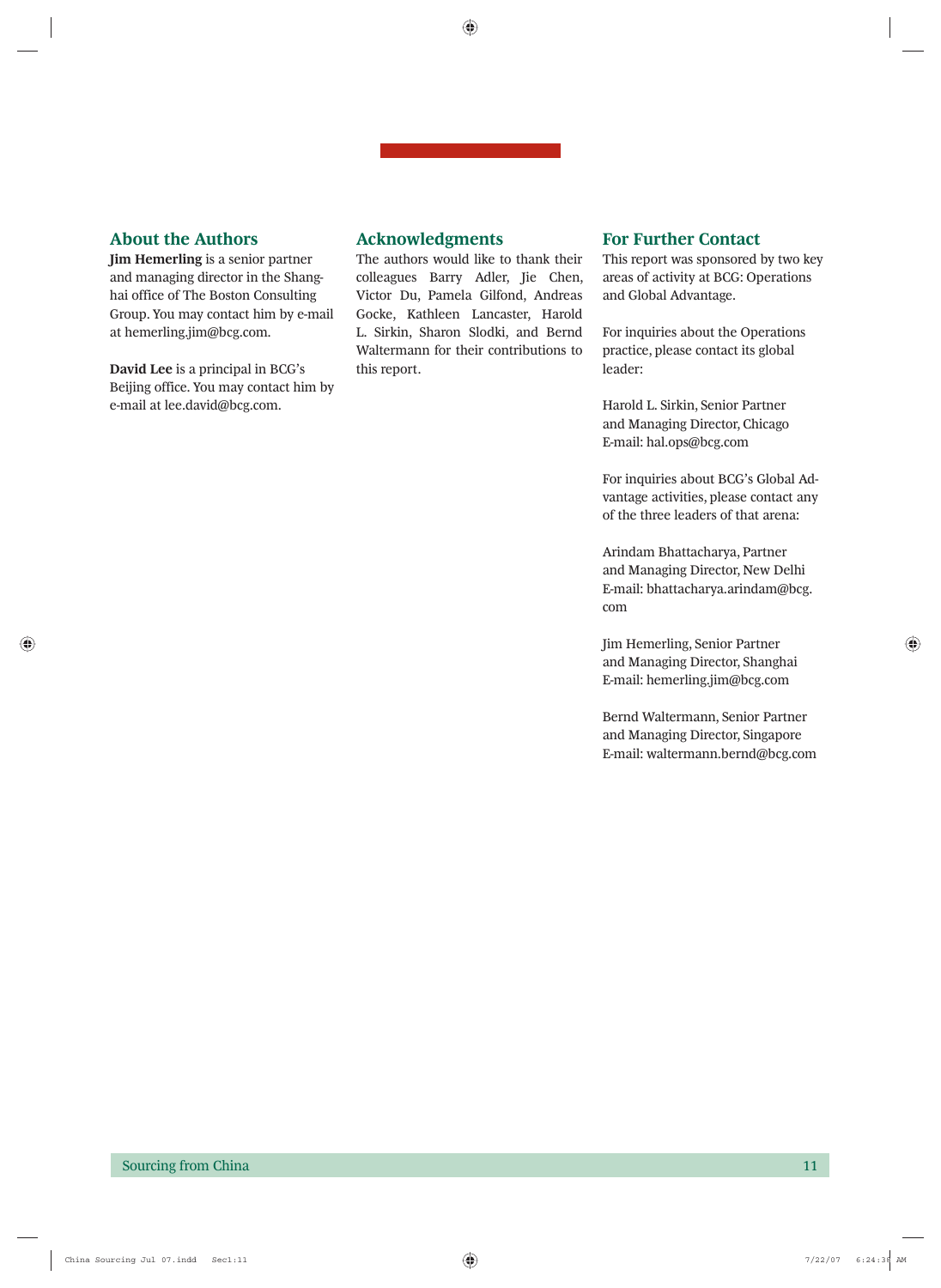## About the Authors

**Jim Hemerling** is a senior partner and managing director in the Shanghai office of The Boston Consulting Group. You may contact him by e-mail at hemerling.jim@bcg.com.

**David Lee** is a principal in BCG's Beijing office. You may contact him by e-mail at lee.david@bcg.com.

## Acknowledgments

The authors would like to thank their colleagues Barry Adler, Jie Chen, Victor Du, Pamela Gilfond, Andreas Gocke, Kathleen Lancaster, Harold L. Sirkin, Sharon Slodki, and Bernd Waltermann for their contributions to this report.

## For Further Contact

This report was sponsored by two key areas of activity at BCG: Operations and Global Advantage.

For inquiries about the Operations practice, please contact its global leader:

Harold L. Sirkin, Senior Partner
and Managing Director, Chicago
E-mail: hal.ops@bcg.com

For inquiries about BCG's Global Advantage activities, please contact any of the three leaders of that arena:

Arindam Bhattacharya, Partner
and Managing Director, New Delhi
E-mail: bhattacharya.arindam@bcg.com

Jim Hemerling, Senior Partner
and Managing Director, Shanghai
E-mail: hemerling.jim@bcg.com

Bernd Waltermann, Senior Partner
and Managing Director, Singapore
E-mail: waltermann.bernd@bcg.com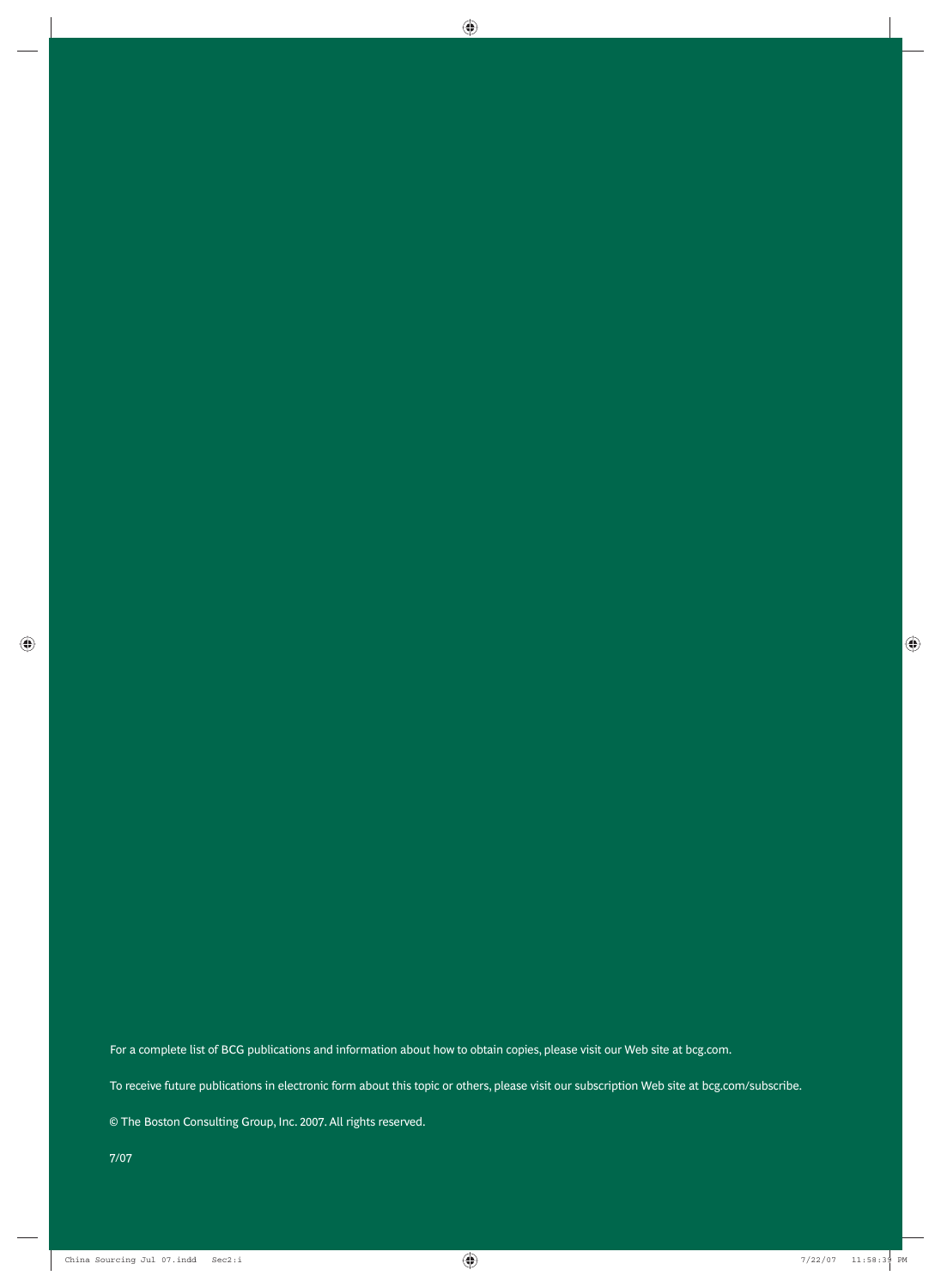For a complete list of BCG publications and information about how to obtain copies, please visit our Web site at bcg.com.

To receive future publications in electronic form about this topic or others, please visit our subscription Web site at bcg.com/subscribe.

© The Boston Consulting Group, Inc. 2007. All rights reserved.

7/07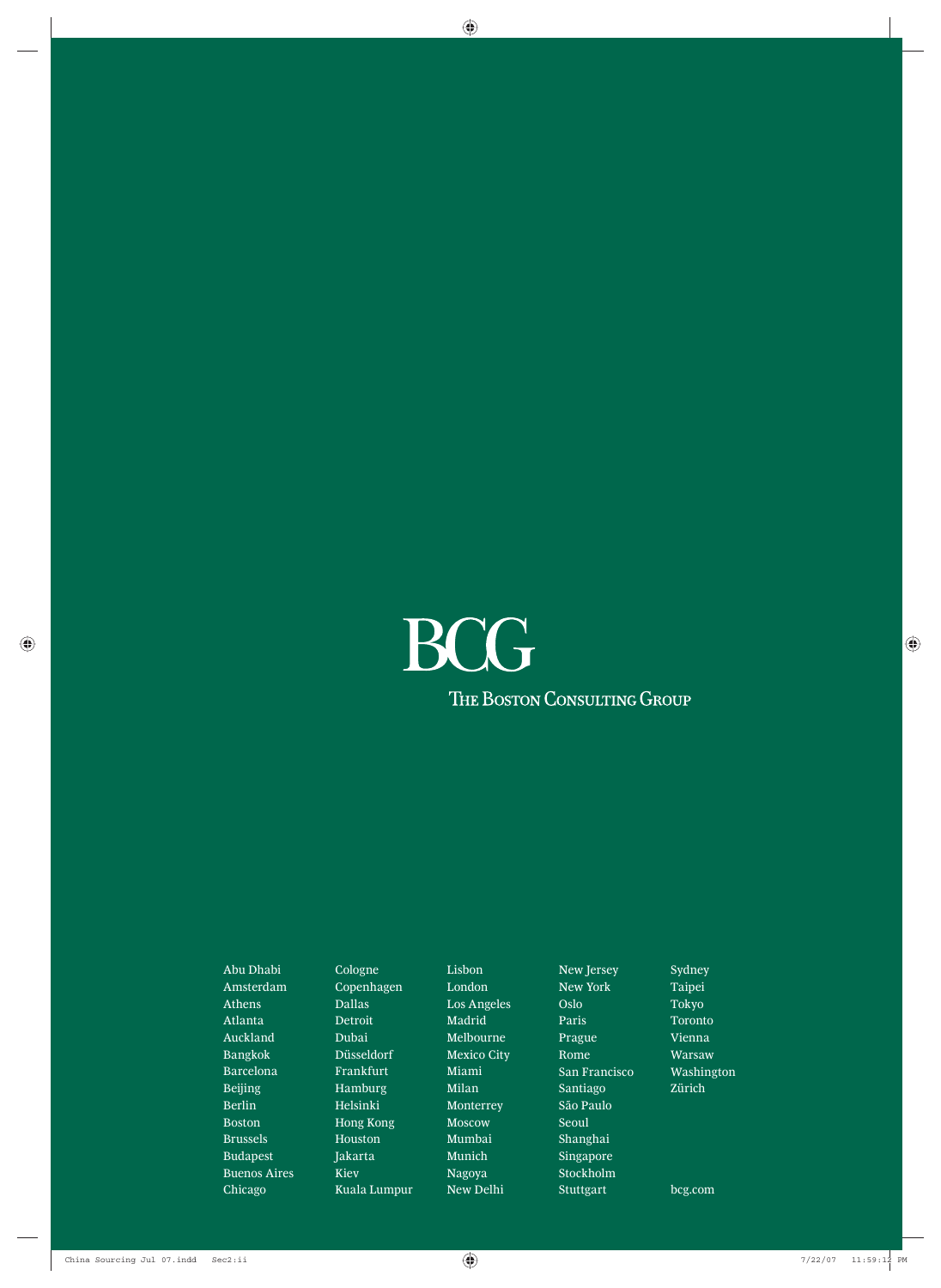BCG

THE BOSTON CONSULTING GROUP

Abu Dhabi
Amsterdam
Athens
Atlanta
Auckland
Bangkok
Barcelona
Beijing
Berlin
Boston
Brussels
Budapest
Buenos Aires
Chicago
Cologne
Copenhagen
Dallas
Detroit
Dubai
Düsseldorf
Frankfurt
Hamburg
Helsinki
Hong Kong
Houston
Jakarta
Kiev
Kuala Lumpur
Lisbon
London
Los Angeles
Madrid
Melbourne
Mexico City
Miami
Milan
Monterrey
Moscow
Mumbai
Munich
Nagoya
New Delhi
New Jersey
New York
Oslo
Paris
Prague
Rome
San Francisco
Santiago
São Paulo
Seoul
Shanghai
Singapore
Stockholm
Stuttgart
Sydney
Taipei
Tokyo
Toronto
Vienna
Warsaw
Washington
Zürich

bcg.com